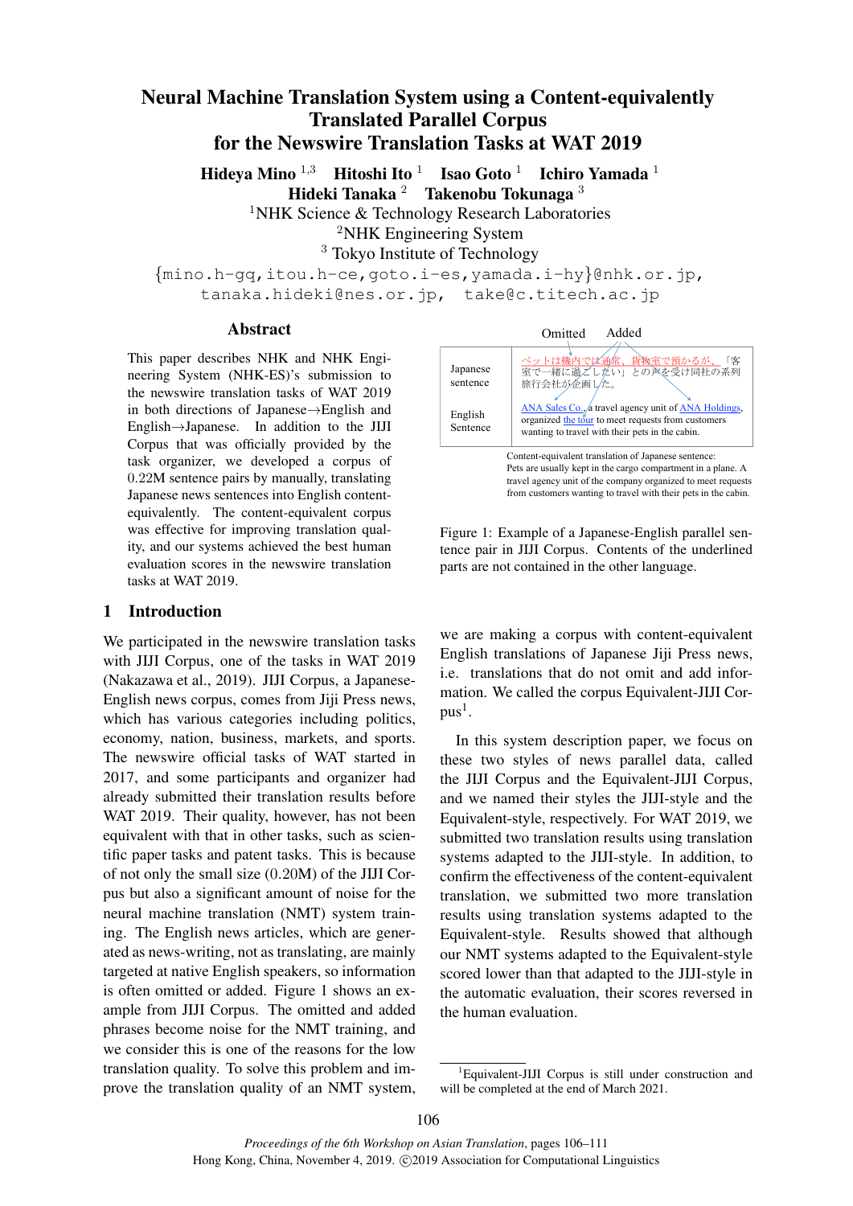# Neural Machine Translation System using a Content-equivalently Translated Parallel Corpus for the Newswire Translation Tasks at WAT 2019

**Hideya Mino** [1,3] **Hitoshi Ito** [1] **Isao Goto** [1] **Ichiro Yamada** [1]
**Hideki Tanaka** [2] **Takenobu Tokunaga** [3]

[1]NHK Science & Technology Research Laboratories
[2]NHK Engineering System
[3] Tokyo Institute of Technology

{mino.h-gq,itou.h-ce,goto.i-es,yamada.i-hy}@nhk.or.jp,
tanaka.hideki@nes.or.jp, take@c.titech.ac.jp

## Abstract

This paper describes NHK and NHK Engineering System (NHK-ES)'s submission to the newswire translation tasks of WAT 2019 in both directions of Japanese→English and English→Japanese. In addition to the JIJI Corpus that was officially provided by the task organizer, we developed a corpus of 0.22M sentence pairs by manually, translating Japanese news sentences into English content-equivalently. The content-equivalent corpus was effective for improving translation quality, and our systems achieved the best human evaluation scores in the newswire translation tasks at WAT 2019.

## 1 Introduction

We participated in the newswire translation tasks with JIJI Corpus, one of the tasks in WAT 2019 (Nakazawa et al., 2019). JIJI Corpus, a Japanese-English news corpus, comes from Jiji Press news, which has various categories including politics, economy, nation, business, markets, and sports. The newswire official tasks of WAT started in 2017, and some participants and organizer had already submitted their translation results before WAT 2019. Their quality, however, has not been equivalent with that in other tasks, such as scientific paper tasks and patent tasks. This is because of not only the small size (0.20M) of the JIJI Corpus but also a significant amount of noise for the neural machine translation (NMT) system training. The English news articles, which are generated as news-writing, not as translating, are mainly targeted at native English speakers, so information is often omitted or added. Figure 1 shows an example from JIJI Corpus. The omitted and added phrases become noise for the NMT training, and we consider this is one of the reasons for the low translation quality. To solve this problem and improve the translation quality of an NMT system,

Omitted　Added

| Japanese sentence | ペットは機内では通常、貨物室で預かるが、「客室で一緒に過ごしたい」との声を受け同社の系列旅行会社が企画した。 |
|---|---|
| English Sentence | ANA Sales Co., a travel agency unit of ANA Holdings, organized the tour to meet requests from customers wanting to travel with their pets in the cabin. |

Content-equivalent translation of Japanese sentence:
Pets are usually kept in the cargo compartment in a plane. A travel agency unit of the company organized to meet requests from customers wanting to travel with their pets in the cabin.

Figure 1: Example of a Japanese-English parallel sentence pair in JIJI Corpus. Contents of the underlined parts are not contained in the other language.

we are making a corpus with content-equivalent English translations of Japanese Jiji Press news, i.e. translations that do not omit and add information. We called the corpus Equivalent-JIJI Corpus[1].

In this system description paper, we focus on these two styles of news parallel data, called the JIJI Corpus and the Equivalent-JIJI Corpus, and we named their styles the JIJI-style and the Equivalent-style, respectively. For WAT 2019, we submitted two translation results using translation systems adapted to the JIJI-style. In addition, to confirm the effectiveness of the content-equivalent translation, we submitted two more translation results using translation systems adapted to the Equivalent-style. Results showed that although our NMT systems adapted to the Equivalent-style scored lower than that adapted to the JIJI-style in the automatic evaluation, their scores reversed in the human evaluation.

[1]Equivalent-JIJI Corpus is still under construction and will be completed at the end of March 2021.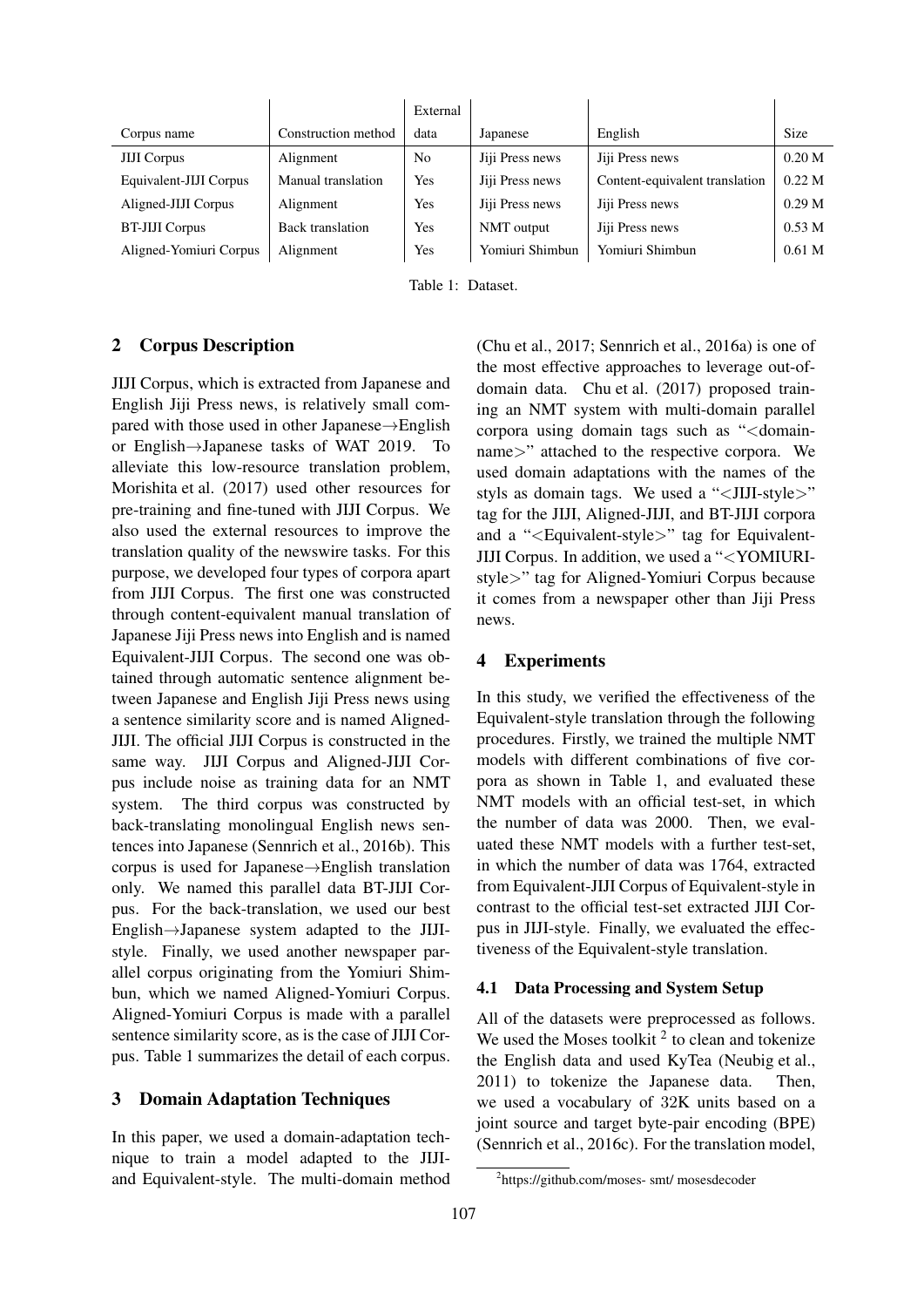| Corpus name | Construction method | External data | Japanese | English | Size |
|---|---|---|---|---|---|
| JIJI Corpus | Alignment | No | Jiji Press news | Jiji Press news | 0.20 M |
| Equivalent-JIJI Corpus | Manual translation | Yes | Jiji Press news | Content-equivalent translation | 0.22 M |
| Aligned-JIJI Corpus | Alignment | Yes | Jiji Press news | Jiji Press news | 0.29 M |
| BT-JIJI Corpus | Back translation | Yes | NMT output | Jiji Press news | 0.53 M |
| Aligned-Yomiuri Corpus | Alignment | Yes | Yomiuri Shimbun | Yomiuri Shimbun | 0.61 M |

Table 1: Dataset.

## 2 Corpus Description

JIJI Corpus, which is extracted from Japanese and English Jiji Press news, is relatively small compared with those used in other Japanese→English or English→Japanese tasks of WAT 2019. To alleviate this low-resource translation problem, Morishita et al. (2017) used other resources for pre-training and fine-tuned with JIJI Corpus. We also used the external resources to improve the translation quality of the newswire tasks. For this purpose, we developed four types of corpora apart from JIJI Corpus. The first one was constructed through content-equivalent manual translation of Japanese Jiji Press news into English and is named Equivalent-JIJI Corpus. The second one was obtained through automatic sentence alignment between Japanese and English Jiji Press news using a sentence similarity score and is named Aligned-JIJI. The official JIJI Corpus is constructed in the same way. JIJI Corpus and Aligned-JIJI Corpus include noise as training data for an NMT system. The third corpus was constructed by back-translating monolingual English news sentences into Japanese (Sennrich et al., 2016b). This corpus is used for Japanese→English translation only. We named this parallel data BT-JIJI Corpus. For the back-translation, we used our best English→Japanese system adapted to the JIJI-style. Finally, we used another newspaper parallel corpus originating from the Yomiuri Shimbun, which we named Aligned-Yomiuri Corpus. Aligned-Yomiuri Corpus is made with a parallel sentence similarity score, as is the case of JIJI Corpus. Table 1 summarizes the detail of each corpus.

## 3 Domain Adaptation Techniques

In this paper, we used a domain-adaptation technique to train a model adapted to the JIJI- and Equivalent-style. The multi-domain method (Chu et al., 2017; Sennrich et al., 2016a) is one of the most effective approaches to leverage out-of-domain data. Chu et al. (2017) proposed training an NMT system with multi-domain parallel corpora using domain tags such as "<domain-name>" attached to the respective corpora. We used domain adaptations with the names of the styls as domain tags. We used a "<JIJI-style>" tag for the JIJI, Aligned-JIJI, and BT-JIJI corpora and a "<Equivalent-style>" tag for Equivalent-JIJI Corpus. In addition, we used a "<YOMIURI-style>" tag for Aligned-Yomiuri Corpus because it comes from a newspaper other than Jiji Press news.

## 4 Experiments

In this study, we verified the effectiveness of the Equivalent-style translation through the following procedures. Firstly, we trained the multiple NMT models with different combinations of five corpora as shown in Table 1, and evaluated these NMT models with an official test-set, in which the number of data was 2000. Then, we evaluated these NMT models with a further test-set, in which the number of data was 1764, extracted from Equivalent-JIJI Corpus of Equivalent-style in contrast to the official test-set extracted JIJI Corpus in JIJI-style. Finally, we evaluated the effectiveness of the Equivalent-style translation.

### 4.1 Data Processing and System Setup

All of the datasets were preprocessed as follows. We used the Moses toolkit [2] to clean and tokenize the English data and used KyTea (Neubig et al., 2011) to tokenize the Japanese data. Then, we used a vocabulary of 32K units based on a joint source and target byte-pair encoding (BPE) (Sennrich et al., 2016c). For the translation model,

[2]https://github.com/moses- smt/ mosesdecoder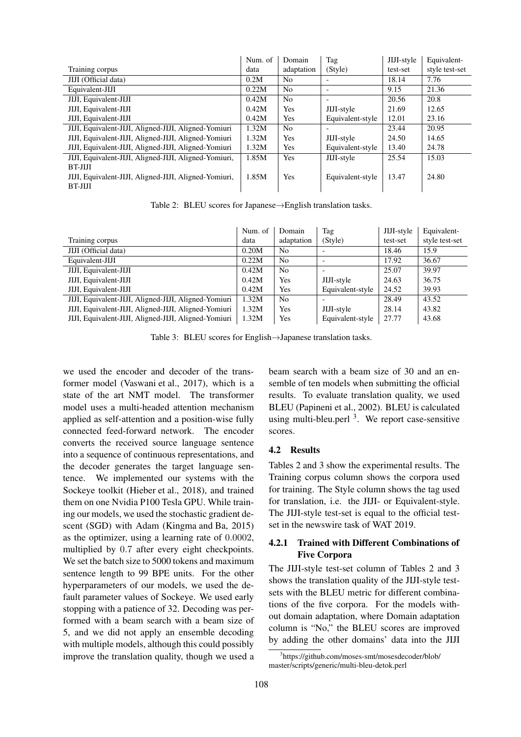| Training corpus | Num. of data | Domain adaptation | Tag (Style) | JIJI-style test-set | Equivalent-style test-set |
|---|---|---|---|---|---|
| JIJI (Official data) | 0.2M | No | - | 18.14 | 7.76 |
| Equivalent-JIJI | 0.22M | No | - | 9.15 | 21.36 |
| JIJI, Equivalent-JIJI | 0.42M | No | - | 20.56 | 20.8 |
| JIJI, Equivalent-JIJI | 0.42M | Yes | JIJI-style | 21.69 | 12.65 |
| JIJI, Equivalent-JIJI | 0.42M | Yes | Equivalent-style | 12.01 | 23.16 |
| JIJI, Equivalent-JIJI, Aligned-JIJI, Aligned-Yomiuri | 1.32M | No | - | 23.44 | 20.95 |
| JIJI, Equivalent-JIJI, Aligned-JIJI, Aligned-Yomiuri | 1.32M | Yes | JIJI-style | 24.50 | 14.65 |
| JIJI, Equivalent-JIJI, Aligned-JIJI, Aligned-Yomiuri | 1.32M | Yes | Equivalent-style | 13.40 | 24.78 |
| JIJI, Equivalent-JIJI, Aligned-JIJI, Aligned-Yomiuri, BT-JIJI | 1.85M | Yes | JIJI-style | 25.54 | 15.03 |
| JIJI, Equivalent-JIJI, Aligned-JIJI, Aligned-Yomiuri, BT-JIJI | 1.85M | Yes | Equivalent-style | 13.47 | 24.80 |

Table 2: BLEU scores for Japanese→English translation tasks.

| Training corpus | Num. of data | Domain adaptation | Tag (Style) | JIJI-style test-set | Equivalent-style test-set |
|---|---|---|---|---|---|
| JIJI (Official data) | 0.20M | No | - | 18.46 | 15.9 |
| Equivalent-JIJI | 0.22M | No | - | 17.92 | 36.67 |
| JIJI, Equivalent-JIJI | 0.42M | No | - | 25.07 | 39.97 |
| JIJI, Equivalent-JIJI | 0.42M | Yes | JIJI-style | 24.63 | 36.75 |
| JIJI, Equivalent-JIJI | 0.42M | Yes | Equivalent-style | 24.52 | 39.93 |
| JIJI, Equivalent-JIJI, Aligned-JIJI, Aligned-Yomiuri | 1.32M | No | - | 28.49 | 43.52 |
| JIJI, Equivalent-JIJI, Aligned-JIJI, Aligned-Yomiuri | 1.32M | Yes | JIJI-style | 28.14 | 43.82 |
| JIJI, Equivalent-JIJI, Aligned-JIJI, Aligned-Yomiuri | 1.32M | Yes | Equivalent-style | 27.77 | 43.68 |

Table 3: BLEU scores for English→Japanese translation tasks.

we used the encoder and decoder of the transformer model (Vaswani et al., 2017), which is a state of the art NMT model. The transformer model uses a multi-headed attention mechanism applied as self-attention and a position-wise fully connected feed-forward network. The encoder converts the received source language sentence into a sequence of continuous representations, and the decoder generates the target language sentence. We implemented our systems with the Sockeye toolkit (Hieber et al., 2018), and trained them on one Nvidia P100 Tesla GPU. While training our models, we used the stochastic gradient descent (SGD) with Adam (Kingma and Ba, 2015) as the optimizer, using a learning rate of $0.0002$, multiplied by $0.7$ after every eight checkpoints. We set the batch size to 5000 tokens and maximum sentence length to 99 BPE units. For the other hyperparameters of our models, we used the default parameter values of Sockeye. We used early stopping with a patience of 32. Decoding was performed with a beam search with a beam size of 5, and we did not apply an ensemble decoding with multiple models, although this could possibly improve the translation quality, though we used a beam search with a beam size of 30 and an ensemble of ten models when submitting the official results. To evaluate translation quality, we used BLEU (Papineni et al., 2002). BLEU is calculated using multi-bleu.perl [3]. We report case-sensitive scores.

### 4.2 Results

Tables 2 and 3 show the experimental results. The Training corpus column shows the corpora used for training. The Style column shows the tag used for translation, i.e. the JIJI- or Equivalent-style. The JIJI-style test-set is equal to the official test-set in the newswire task of WAT 2019.

#### 4.2.1 Trained with Different Combinations of Five Corpora

The JIJI-style test-set column of Tables 2 and 3 shows the translation quality of the JIJI-style test-sets with the BLEU metric for different combinations of the five corpora. For the models without domain adaptation, where Domain adaptation column is "No," the BLEU scores are improved by adding the other domains' data into the JIJI

[3] https://github.com/moses-smt/mosesdecoder/blob/master/scripts/generic/multi-bleu-detok.perl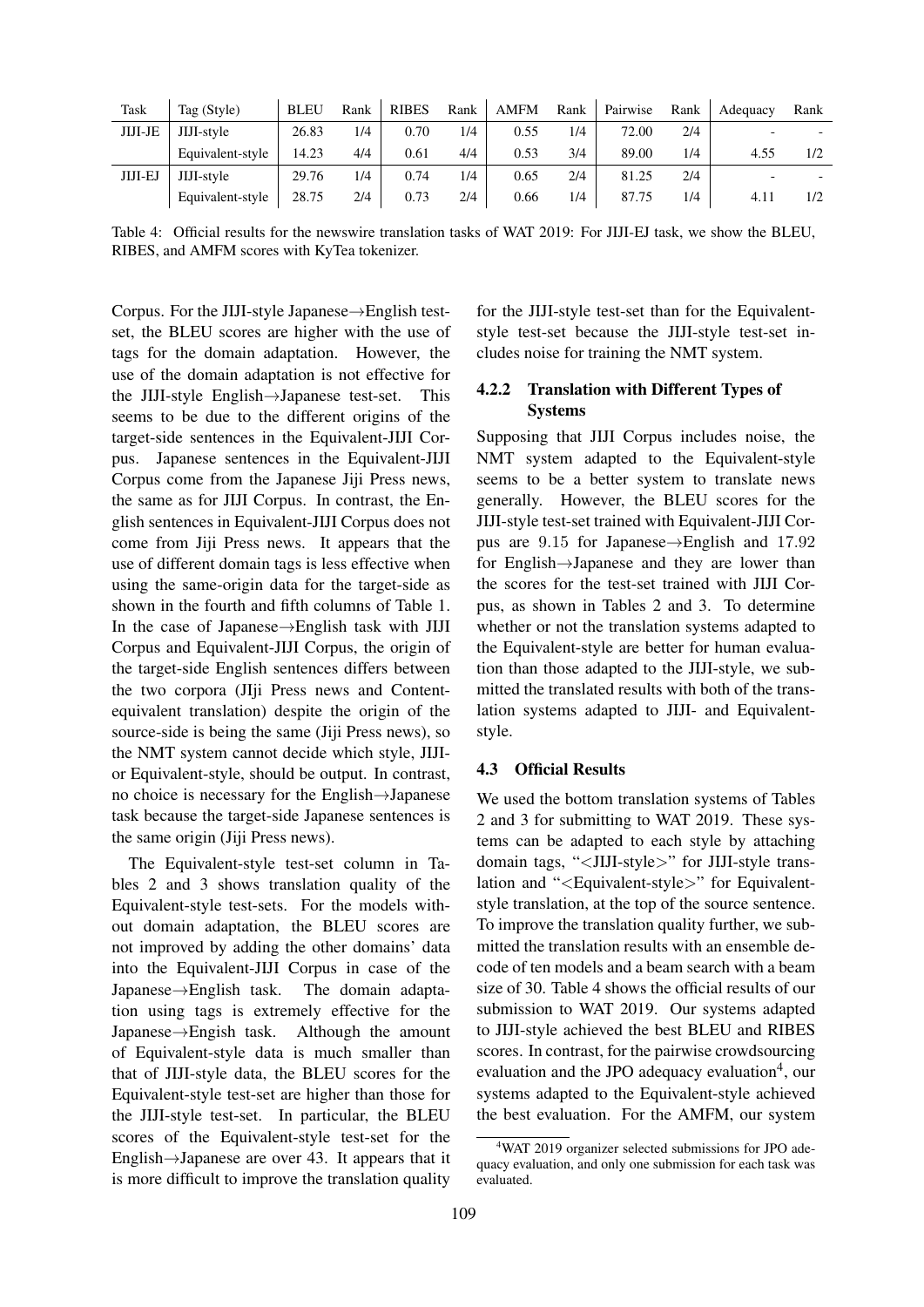| Task | Tag (Style) | BLEU | Rank | RIBES | Rank | AMFM | Rank | Pairwise | Rank | Adequacy | Rank |
|---|---|---|---|---|---|---|---|---|---|---|---|
| JIJI-JE | JIJI-style | 26.83 | 1/4 | 0.70 | 1/4 | 0.55 | 1/4 | 72.00 | 2/4 | - | - |
| | Equivalent-style | 14.23 | 4/4 | 0.61 | 4/4 | 0.53 | 3/4 | 89.00 | 1/4 | 4.55 | 1/2 |
| JIJI-EJ | JIJI-style | 29.76 | 1/4 | 0.74 | 1/4 | 0.65 | 2/4 | 81.25 | 2/4 | - | - |
| | Equivalent-style | 28.75 | 2/4 | 0.73 | 2/4 | 0.66 | 1/4 | 87.75 | 1/4 | 4.11 | 1/2 |

Table 4: Official results for the newswire translation tasks of WAT 2019: For JIJI-EJ task, we show the BLEU, RIBES, and AMFM scores with KyTea tokenizer.

Corpus. For the JIJI-style Japanese→English test-set, the BLEU scores are higher with the use of tags for the domain adaptation. However, the use of the domain adaptation is not effective for the JIJI-style English→Japanese test-set. This seems to be due to the different origins of the target-side sentences in the Equivalent-JIJI Corpus. Japanese sentences in the Equivalent-JIJI Corpus come from the Japanese Jiji Press news, the same as for JIJI Corpus. In contrast, the English sentences in Equivalent-JIJI Corpus does not come from Jiji Press news. It appears that the use of different domain tags is less effective when using the same-origin data for the target-side as shown in the fourth and fifth columns of Table 1. In the case of Japanese→English task with JIJI Corpus and Equivalent-JIJI Corpus, the origin of the target-side English sentences differs between the two corpora (JIji Press news and Content-equivalent translation) despite the origin of the source-side is being the same (Jiji Press news), so the NMT system cannot decide which style, JIJI- or Equivalent-style, should be output. In contrast, no choice is necessary for the English→Japanese task because the target-side Japanese sentences is the same origin (Jiji Press news).

The Equivalent-style test-set column in Tables 2 and 3 shows translation quality of the Equivalent-style test-sets. For the models without domain adaptation, the BLEU scores are not improved by adding the other domains' data into the Equivalent-JIJI Corpus in case of the Japanese→English task. The domain adaptation using tags is extremely effective for the Japanese→Engish task. Although the amount of Equivalent-style data is much smaller than that of JIJI-style data, the BLEU scores for the Equivalent-style test-set are higher than those for the JIJI-style test-set. In particular, the BLEU scores of the Equivalent-style test-set for the English→Japanese are over 43. It appears that it is more difficult to improve the translation quality for the JIJI-style test-set than for the Equivalent-style test-set because the JIJI-style test-set includes noise for training the NMT system.

#### 4.2.2 Translation with Different Types of Systems

Supposing that JIJI Corpus includes noise, the NMT system adapted to the Equivalent-style seems to be a better system to translate news generally. However, the BLEU scores for the JIJI-style test-set trained with Equivalent-JIJI Corpus are 9.15 for Japanese→English and 17.92 for English→Japanese and they are lower than the scores for the test-set trained with JIJI Corpus, as shown in Tables 2 and 3. To determine whether or not the translation systems adapted to the Equivalent-style are better for human evaluation than those adapted to the JIJI-style, we submitted the translated results with both of the translation systems adapted to JIJI- and Equivalent-style.

### 4.3 Official Results

We used the bottom translation systems of Tables 2 and 3 for submitting to WAT 2019. These systems can be adapted to each style by attaching domain tags, "<JIJI-style>" for JIJI-style translation and "<Equivalent-style>" for Equivalent-style translation, at the top of the source sentence. To improve the translation quality further, we submitted the translation results with an ensemble decode of ten models and a beam search with a beam size of 30. Table 4 shows the official results of our submission to WAT 2019. Our systems adapted to JIJI-style achieved the best BLEU and RIBES scores. In contrast, for the pairwise crowdsourcing evaluation and the JPO adequacy evaluation[4], our systems adapted to the Equivalent-style achieved the best evaluation. For the AMFM, our system

[4]WAT 2019 organizer selected submissions for JPO adequacy evaluation, and only one submission for each task was evaluated.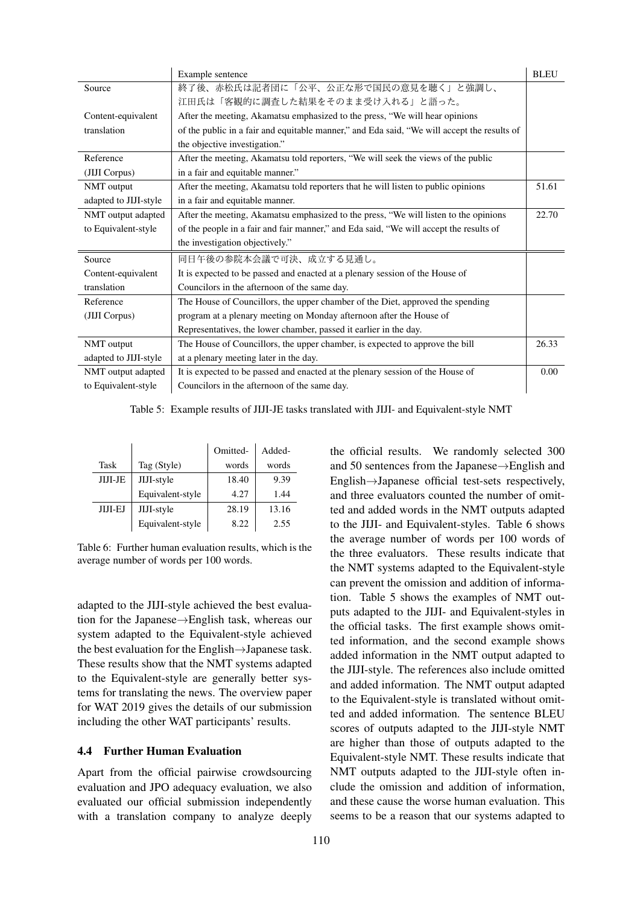| | Example sentence | BLEU |
|---|---|---|
| Source | 終了後、赤松氏は記者団に「公平、公正な形で国民の意見を聴く」と強調し、江田氏は「客観的に調査した結果をそのまま受け入れる」と語った。 | |
| Content-equivalent translation | After the meeting, Akamatsu emphasized to the press, "We will hear opinions of the public in a fair and equitable manner," and Eda said, "We will accept the results of the objective investigation." | |
| Reference (JIJI Corpus) | After the meeting, Akamatsu told reporters, "We will seek the views of the public in a fair and equitable manner." | |
| NMT output adapted to JIJI-style | After the meeting, Akamatsu told reporters that he will listen to public opinions in a fair and equitable manner. | 51.61 |
| NMT output adapted to Equivalent-style | After the meeting, Akamatsu emphasized to the press, "We will listen to the opinions of the people in a fair and fair manner," and Eda said, "We will accept the results of the investigation objectively." | 22.70 |
| Source | 同日午後の参院本会議で可決、成立する見通し。 | |
| Content-equivalent translation | It is expected to be passed and enacted at a plenary session of the House of Councilors in the afternoon of the same day. | |
| Reference (JIJI Corpus) | The House of Councillors, the upper chamber of the Diet, approved the spending program at a plenary meeting on Monday afternoon after the House of Representatives, the lower chamber, passed it earlier in the day. | |
| NMT output adapted to JIJI-style | The House of Councillors, the upper chamber, is expected to approve the bill at a plenary meeting later in the day. | 26.33 |
| NMT output adapted to Equivalent-style | It is expected to be passed and enacted at the plenary session of the House of Councilors in the afternoon of the same day. | 0.00 |

Table 5: Example results of JIJI-JE tasks translated with JIJI- and Equivalent-style NMT

| Task | Tag (Style) | Omitted-words | Added-words |
|---|---|---|---|
| JIJI-JE | JIJI-style | 18.40 | 9.39 |
| | Equivalent-style | 4.27 | 1.44 |
| JIJI-EJ | JIJI-style | 28.19 | 13.16 |
| | Equivalent-style | 8.22 | 2.55 |

Table 6: Further human evaluation results, which is the average number of words per 100 words.

adapted to the JIJI-style achieved the best evaluation for the Japanese→English task, whereas our system adapted to the Equivalent-style achieved the best evaluation for the English→Japanese task. These results show that the NMT systems adapted to the Equivalent-style are generally better systems for translating the news. The overview paper for WAT 2019 gives the details of our submission including the other WAT participants' results.

### 4.4 Further Human Evaluation

Apart from the official pairwise crowdsourcing evaluation and JPO adequacy evaluation, we also evaluated our official submission independently with a translation company to analyze deeply the official results. We randomly selected 300 and 50 sentences from the Japanese→English and English→Japanese official test-sets respectively, and three evaluators counted the number of omitted and added words in the NMT outputs adapted to the JIJI- and Equivalent-styles. Table 6 shows the average number of words per 100 words of the three evaluators. These results indicate that the NMT systems adapted to the Equivalent-style can prevent the omission and addition of information. Table 5 shows the examples of NMT outputs adapted to the JIJI- and Equivalent-styles in the official tasks. The first example shows omitted information, and the second example shows added information in the NMT output adapted to the JIJI-style. The references also include omitted and added information. The NMT output adapted to the Equivalent-style is translated without omitted and added information. The sentence BLEU scores of outputs adapted to the JIJI-style NMT are higher than those of outputs adapted to the Equivalent-style NMT. These results indicate that NMT outputs adapted to the JIJI-style often include the omission and addition of information, and these cause the worse human evaluation. This seems to be a reason that our systems adapted to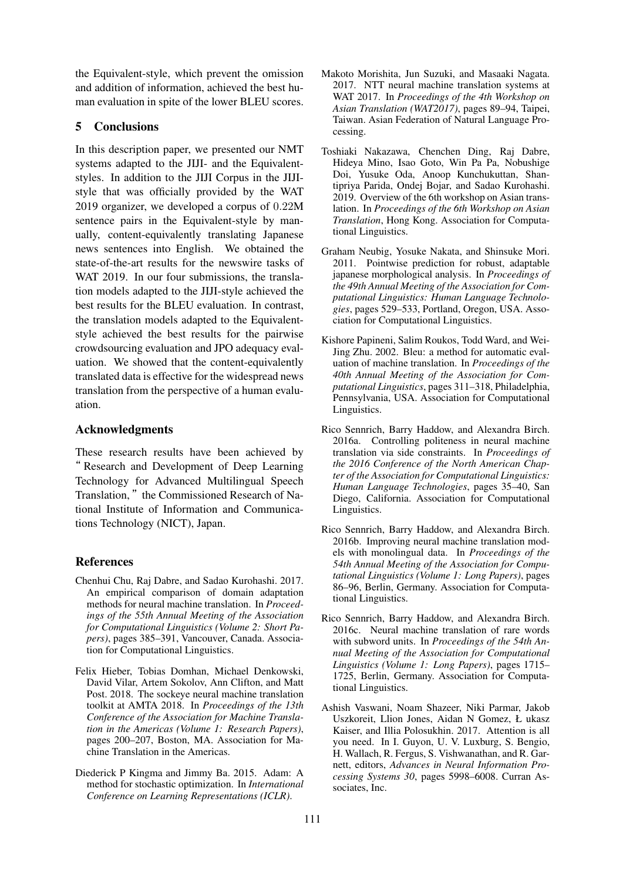the Equivalent-style, which prevent the omission and addition of information, achieved the best human evaluation in spite of the lower BLEU scores.

## 5 Conclusions

In this description paper, we presented our NMT systems adapted to the JIJI- and the Equivalent-styles. In addition to the JIJI Corpus in the JIJI-style that was officially provided by the WAT 2019 organizer, we developed a corpus of 0.22M sentence pairs in the Equivalent-style by manually, content-equivalently translating Japanese news sentences into English. We obtained the state-of-the-art results for the newswire tasks of WAT 2019. In our four submissions, the translation models adapted to the JIJI-style achieved the best results for the BLEU evaluation. In contrast, the translation models adapted to the Equivalent-style achieved the best results for the pairwise crowdsourcing evaluation and JPO adequacy evaluation. We showed that the content-equivalently translated data is effective for the widespread news translation from the perspective of a human evaluation.

## Acknowledgments

These research results have been achieved by "Research and Development of Deep Learning Technology for Advanced Multilingual Speech Translation," the Commissioned Research of National Institute of Information and Communications Technology (NICT), Japan.

## References

Chenhui Chu, Raj Dabre, and Sadao Kurohashi. 2017. An empirical comparison of domain adaptation methods for neural machine translation. In *Proceedings of the 55th Annual Meeting of the Association for Computational Linguistics (Volume 2: Short Papers)*, pages 385–391, Vancouver, Canada. Association for Computational Linguistics.

Felix Hieber, Tobias Domhan, Michael Denkowski, David Vilar, Artem Sokolov, Ann Clifton, and Matt Post. 2018. The sockeye neural machine translation toolkit at AMTA 2018. In *Proceedings of the 13th Conference of the Association for Machine Translation in the Americas (Volume 1: Research Papers)*, pages 200–207, Boston, MA. Association for Machine Translation in the Americas.

Diederick P Kingma and Jimmy Ba. 2015. Adam: A method for stochastic optimization. In *International Conference on Learning Representations (ICLR)*.

Makoto Morishita, Jun Suzuki, and Masaaki Nagata. 2017. NTT neural machine translation systems at WAT 2017. In *Proceedings of the 4th Workshop on Asian Translation (WAT2017)*, pages 89–94, Taipei, Taiwan. Asian Federation of Natural Language Processing.

Toshiaki Nakazawa, Chenchen Ding, Raj Dabre, Hideya Mino, Isao Goto, Win Pa Pa, Nobushige Doi, Yusuke Oda, Anoop Kunchukuttan, Shantipriya Parida, Ondej Bojar, and Sadao Kurohashi. 2019. Overview of the 6th workshop on Asian translation. In *Proceedings of the 6th Workshop on Asian Translation*, Hong Kong. Association for Computational Linguistics.

Graham Neubig, Yosuke Nakata, and Shinsuke Mori. 2011. Pointwise prediction for robust, adaptable japanese morphological analysis. In *Proceedings of the 49th Annual Meeting of the Association for Computational Linguistics: Human Language Technologies*, pages 529–533, Portland, Oregon, USA. Association for Computational Linguistics.

Kishore Papineni, Salim Roukos, Todd Ward, and Wei-Jing Zhu. 2002. Bleu: a method for automatic evaluation of machine translation. In *Proceedings of the 40th Annual Meeting of the Association for Computational Linguistics*, pages 311–318, Philadelphia, Pennsylvania, USA. Association for Computational Linguistics.

Rico Sennrich, Barry Haddow, and Alexandra Birch. 2016a. Controlling politeness in neural machine translation via side constraints. In *Proceedings of the 2016 Conference of the North American Chapter of the Association for Computational Linguistics: Human Language Technologies*, pages 35–40, San Diego, California. Association for Computational Linguistics.

Rico Sennrich, Barry Haddow, and Alexandra Birch. 2016b. Improving neural machine translation models with monolingual data. In *Proceedings of the 54th Annual Meeting of the Association for Computational Linguistics (Volume 1: Long Papers)*, pages 86–96, Berlin, Germany. Association for Computational Linguistics.

Rico Sennrich, Barry Haddow, and Alexandra Birch. 2016c. Neural machine translation of rare words with subword units. In *Proceedings of the 54th Annual Meeting of the Association for Computational Linguistics (Volume 1: Long Papers)*, pages 1715–1725, Berlin, Germany. Association for Computational Linguistics.

Ashish Vaswani, Noam Shazeer, Niki Parmar, Jakob Uszkoreit, Llion Jones, Aidan N Gomez, Ł ukasz Kaiser, and Illia Polosukhin. 2017. Attention is all you need. In I. Guyon, U. V. Luxburg, S. Bengio, H. Wallach, R. Fergus, S. Vishwanathan, and R. Garnett, editors, *Advances in Neural Information Processing Systems 30*, pages 5998–6008. Curran Associates, Inc.